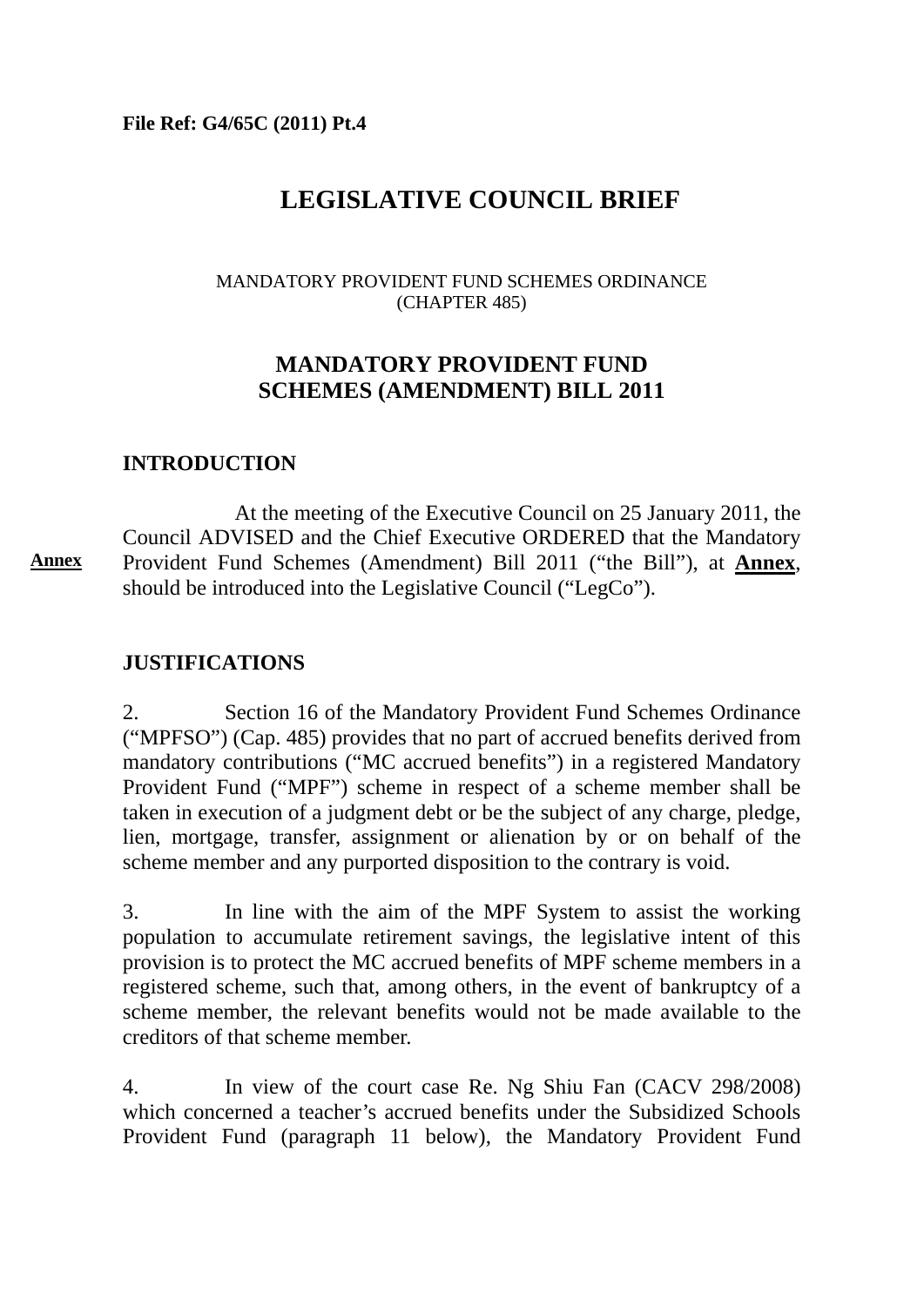**File Ref: G4/65C (2011) Pt.4**

# LEGISLATIVE COUNCIL BRIEF

MANDATORY PROVIDENT FUND SCHEMES ORDINANCE
(CHAPTER 485)

## MANDATORY PROVIDENT FUND SCHEMES (AMENDMENT) BILL 2011

### INTRODUCTION

**Annex**

At the meeting of the Executive Council on 25 January 2011, the Council ADVISED and the Chief Executive ORDERED that the Mandatory Provident Fund Schemes (Amendment) Bill 2011 ("the Bill"), at **Annex**, should be introduced into the Legislative Council ("LegCo").

### JUSTIFICATIONS

2. Section 16 of the Mandatory Provident Fund Schemes Ordinance ("MPFSO") (Cap. 485) provides that no part of accrued benefits derived from mandatory contributions ("MC accrued benefits") in a registered Mandatory Provident Fund ("MPF") scheme in respect of a scheme member shall be taken in execution of a judgment debt or be the subject of any charge, pledge, lien, mortgage, transfer, assignment or alienation by or on behalf of the scheme member and any purported disposition to the contrary is void.

3. In line with the aim of the MPF System to assist the working population to accumulate retirement savings, the legislative intent of this provision is to protect the MC accrued benefits of MPF scheme members in a registered scheme, such that, among others, in the event of bankruptcy of a scheme member, the relevant benefits would not be made available to the creditors of that scheme member.

4. In view of the court case Re. Ng Shiu Fan (CACV 298/2008) which concerned a teacher's accrued benefits under the Subsidized Schools Provident Fund (paragraph 11 below), the Mandatory Provident Fund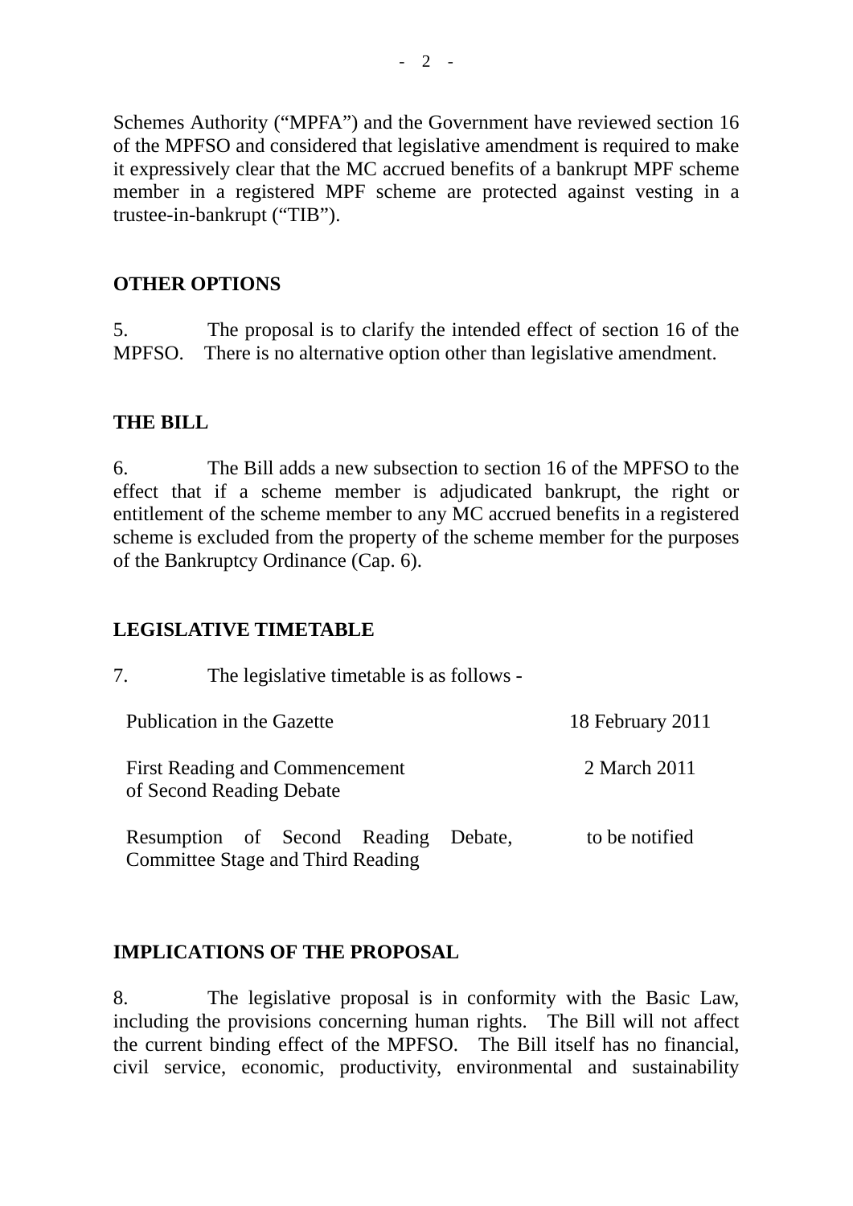Schemes Authority ("MPFA") and the Government have reviewed section 16 of the MPFSO and considered that legislative amendment is required to make it expressively clear that the MC accrued benefits of a bankrupt MPF scheme member in a registered MPF scheme are protected against vesting in a trustee-in-bankrupt ("TIB").

## OTHER OPTIONS

5. The proposal is to clarify the intended effect of section 16 of the MPFSO. There is no alternative option other than legislative amendment.

## THE BILL

6. The Bill adds a new subsection to section 16 of the MPFSO to the effect that if a scheme member is adjudicated bankrupt, the right or entitlement of the scheme member to any MC accrued benefits in a registered scheme is excluded from the property of the scheme member for the purposes of the Bankruptcy Ordinance (Cap. 6).

## LEGISLATIVE TIMETABLE

7. The legislative timetable is as follows -

| | |
|---|---|
| Publication in the Gazette | 18 February 2011 |
| First Reading and Commencement of Second Reading Debate | 2 March 2011 |
| Resumption of Second Reading Debate, Committee Stage and Third Reading | to be notified |

## IMPLICATIONS OF THE PROPOSAL

8. The legislative proposal is in conformity with the Basic Law, including the provisions concerning human rights. The Bill will not affect the current binding effect of the MPFSO. The Bill itself has no financial, civil service, economic, productivity, environmental and sustainability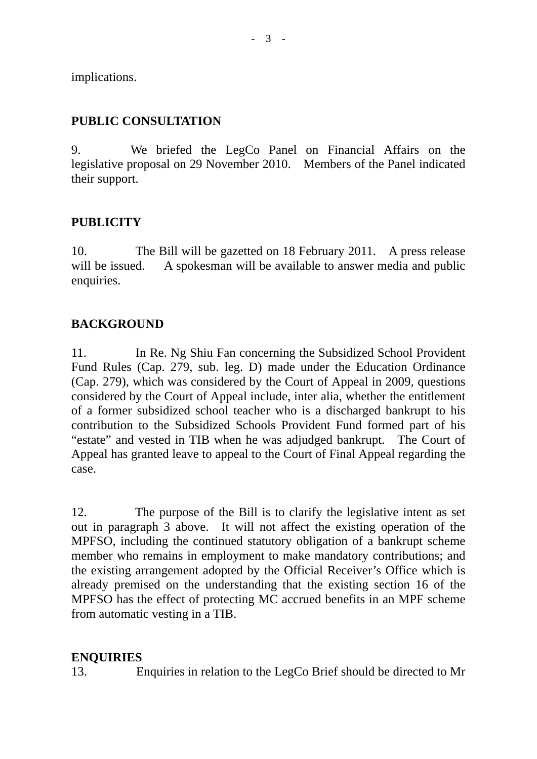implications.

**PUBLIC CONSULTATION**

9. We briefed the LegCo Panel on Financial Affairs on the legislative proposal on 29 November 2010. Members of the Panel indicated their support.

**PUBLICITY**

10. The Bill will be gazetted on 18 February 2011. A press release will be issued. A spokesman will be available to answer media and public enquiries.

**BACKGROUND**

11. In Re. Ng Shiu Fan concerning the Subsidized School Provident Fund Rules (Cap. 279, sub. leg. D) made under the Education Ordinance (Cap. 279), which was considered by the Court of Appeal in 2009, questions considered by the Court of Appeal include, inter alia, whether the entitlement of a former subsidized school teacher who is a discharged bankrupt to his contribution to the Subsidized Schools Provident Fund formed part of his "estate" and vested in TIB when he was adjudged bankrupt. The Court of Appeal has granted leave to appeal to the Court of Final Appeal regarding the case.

12. The purpose of the Bill is to clarify the legislative intent as set out in paragraph 3 above. It will not affect the existing operation of the MPFSO, including the continued statutory obligation of a bankrupt scheme member who remains in employment to make mandatory contributions; and the existing arrangement adopted by the Official Receiver's Office which is already premised on the understanding that the existing section 16 of the MPFSO has the effect of protecting MC accrued benefits in an MPF scheme from automatic vesting in a TIB.

**ENQUIRIES**

13. Enquiries in relation to the LegCo Brief should be directed to Mr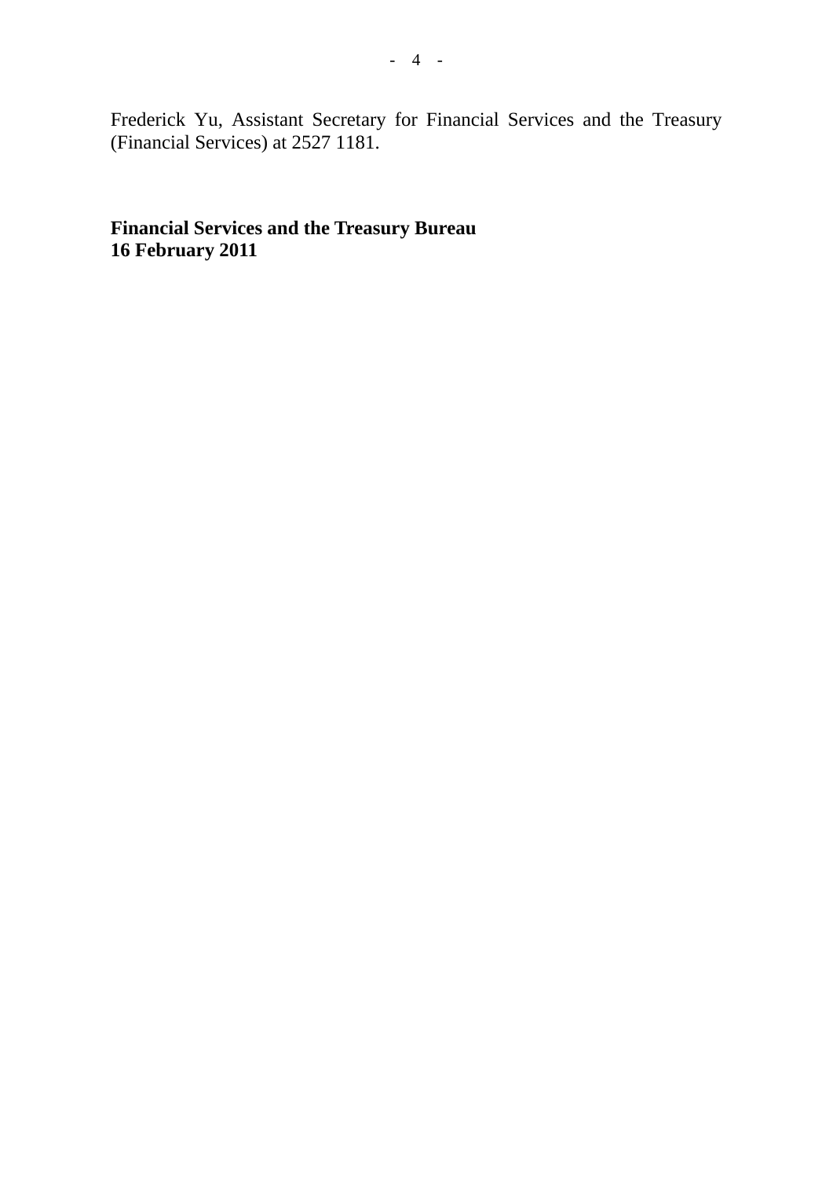Frederick Yu, Assistant Secretary for Financial Services and the Treasury (Financial Services) at 2527 1181.

**Financial Services and the Treasury Bureau**
**16 February 2011**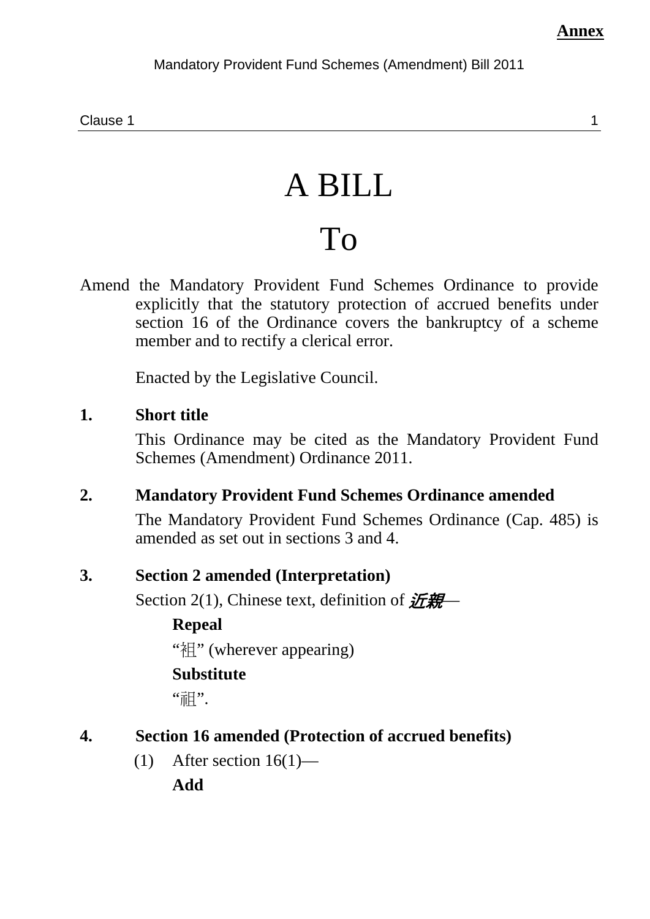**Annex**

Mandatory Provident Fund Schemes (Amendment) Bill 2011

# A BILL

# To

Amend the Mandatory Provident Fund Schemes Ordinance to provide explicitly that the statutory protection of accrued benefits under section 16 of the Ordinance covers the bankruptcy of a scheme member and to rectify a clerical error.

Enacted by the Legislative Council.

**1. Short title**

This Ordinance may be cited as the Mandatory Provident Fund Schemes (Amendment) Ordinance 2011.

**2. Mandatory Provident Fund Schemes Ordinance amended**

The Mandatory Provident Fund Schemes Ordinance (Cap. 485) is amended as set out in sections 3 and 4.

**3. Section 2 amended (Interpretation)**

Section 2(1), Chinese text, definition of ***近親***—

**Repeal**

"祖" (wherever appearing)

**Substitute**

"祖".

**4. Section 16 amended (Protection of accrued benefits)**

(1) After section 16(1)—

**Add**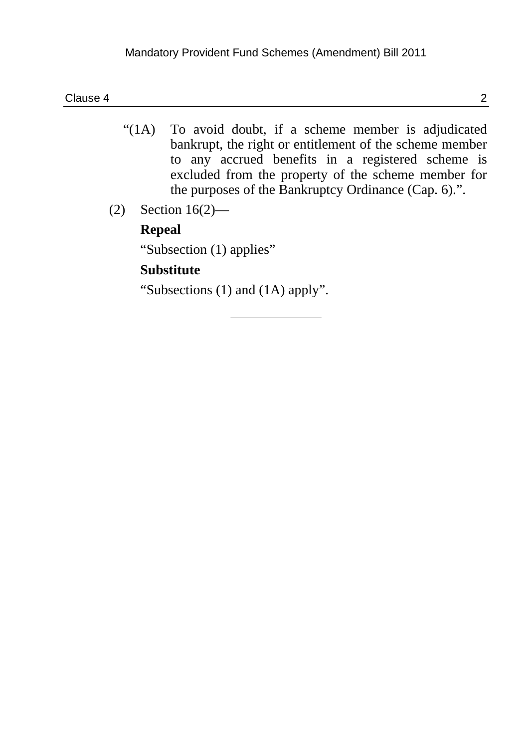"(1A) To avoid doubt, if a scheme member is adjudicated bankrupt, the right or entitlement of the scheme member to any accrued benefits in a registered scheme is excluded from the property of the scheme member for the purposes of the Bankruptcy Ordinance (Cap. 6).".

(2) Section 16(2)—

**Repeal**

"Subsection (1) applies"

**Substitute**

"Subsections (1) and (1A) apply".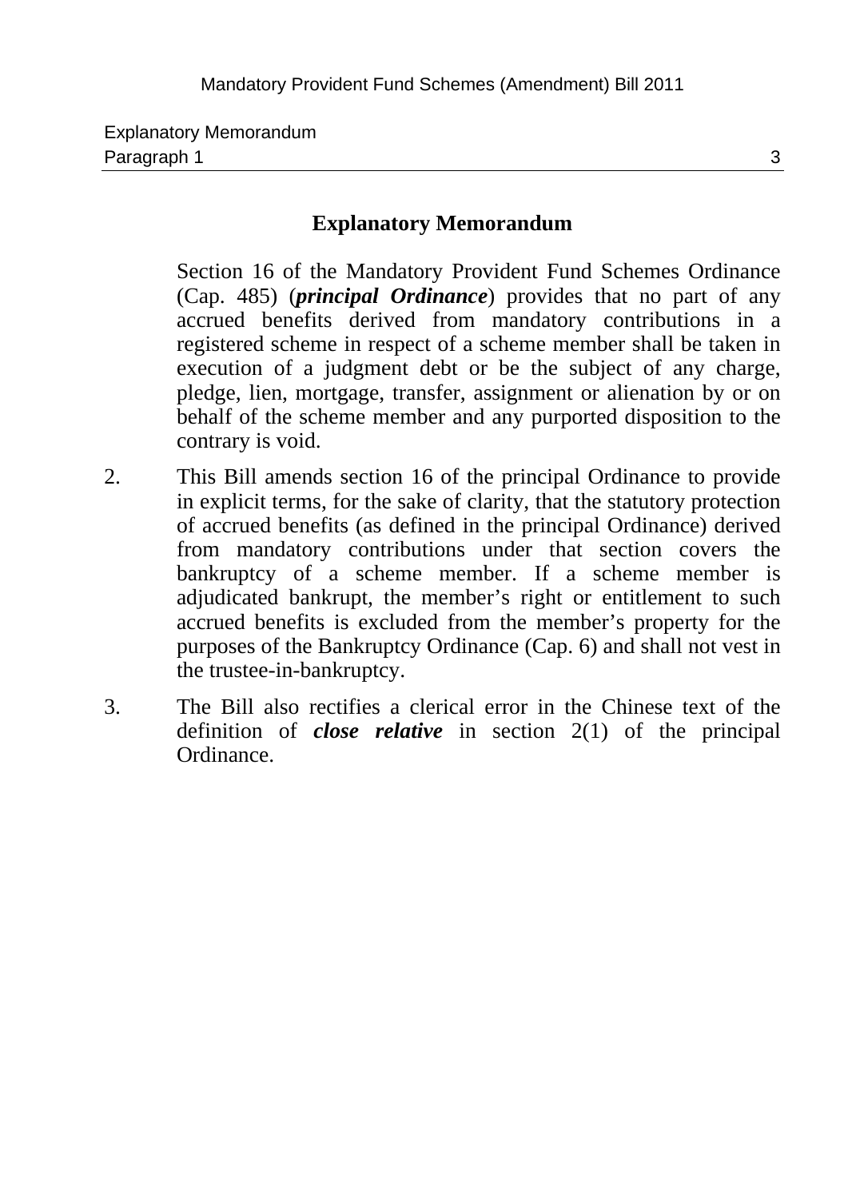## Explanatory Memorandum

Section 16 of the Mandatory Provident Fund Schemes Ordinance (Cap. 485) (***principal Ordinance***) provides that no part of any accrued benefits derived from mandatory contributions in a registered scheme in respect of a scheme member shall be taken in execution of a judgment debt or be the subject of any charge, pledge, lien, mortgage, transfer, assignment or alienation by or on behalf of the scheme member and any purported disposition to the contrary is void.

2. This Bill amends section 16 of the principal Ordinance to provide in explicit terms, for the sake of clarity, that the statutory protection of accrued benefits (as defined in the principal Ordinance) derived from mandatory contributions under that section covers the bankruptcy of a scheme member. If a scheme member is adjudicated bankrupt, the member's right or entitlement to such accrued benefits is excluded from the member's property for the purposes of the Bankruptcy Ordinance (Cap. 6) and shall not vest in the trustee-in-bankruptcy.

3. The Bill also rectifies a clerical error in the Chinese text of the definition of ***close relative*** in section 2(1) of the principal Ordinance.